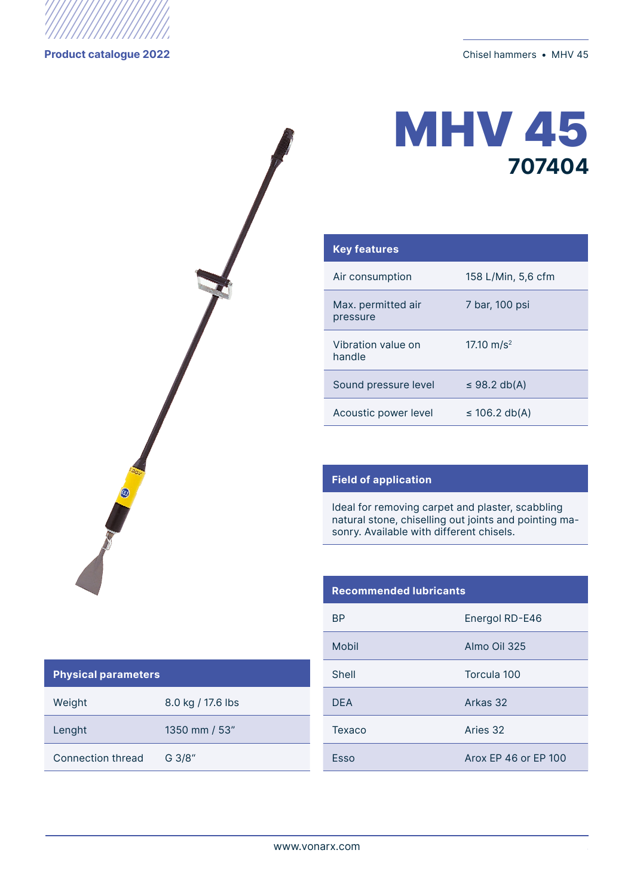# MHV 45

## 707404

| Key features | |
|---|---|
| Air consumption | 158 L/Min, 5,6 cfm |
| Max. permitted air pressure | 7 bar, 100 psi |
| Vibration value on handle | 17.10 m/s$^2$ |
| Sound pressure level | ≤ 98.2 db(A) |
| Acoustic power level | ≤ 106.2 db(A) |

## Field of application

Ideal for removing carpet and plaster, scabbling natural stone, chiselling out joints and pointing masonry. Available with different chisels.

| Recommended lubricants | |
|---|---|
| BP | Energol RD-E46 |
| Mobil | Almo Oil 325 |
| Shell | Torcula 100 |
| DEA | Arkas 32 |
| Texaco | Aries 32 |
| Esso | Arox EP 46 or EP 100 |

| Physical parameters | |
|---|---|
| Weight | 8.0 kg / 17.6 lbs |
| Lenght | 1350 mm / 53″ |
| Connection thread | G 3/8″ |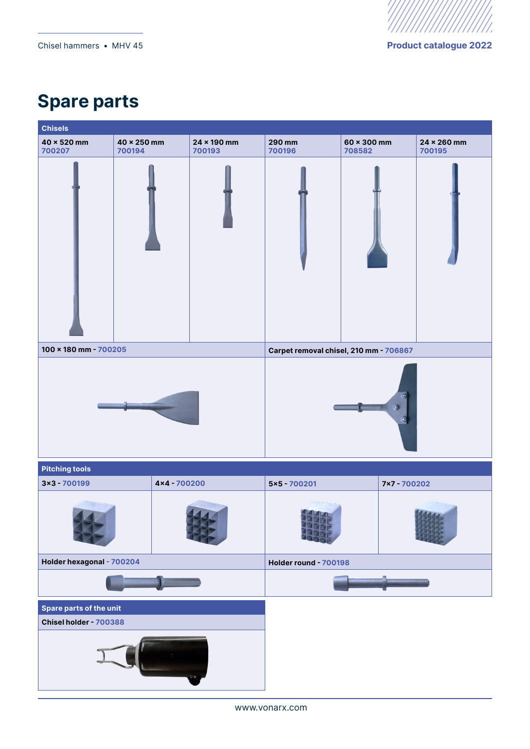# Spare parts

## Chisels

| 40 × 520 mm | 40 × 250 mm | 24 × 190 mm | 290 mm | 60 × 300 mm | 24 × 260 mm |
|---|---|---|---|---|---|
| 700207 | 700194 | 700193 | 700196 | 708582 | 700195 |

| | |
|---|---|
| 100 × 180 mm - 700205 | Carpet removal chisel, 210 mm - 706867 |

## Pitching tools

| | | | |
|---|---|---|---|
| 3×3 - 700199 | 4×4 - 700200 | 5×5 - 700201 | 7×7 - 700202 |

| | |
|---|---|
| Holder hexagonal - 700204 | Holder round - 700198 |

## Spare parts of the unit

Chisel holder - 700388